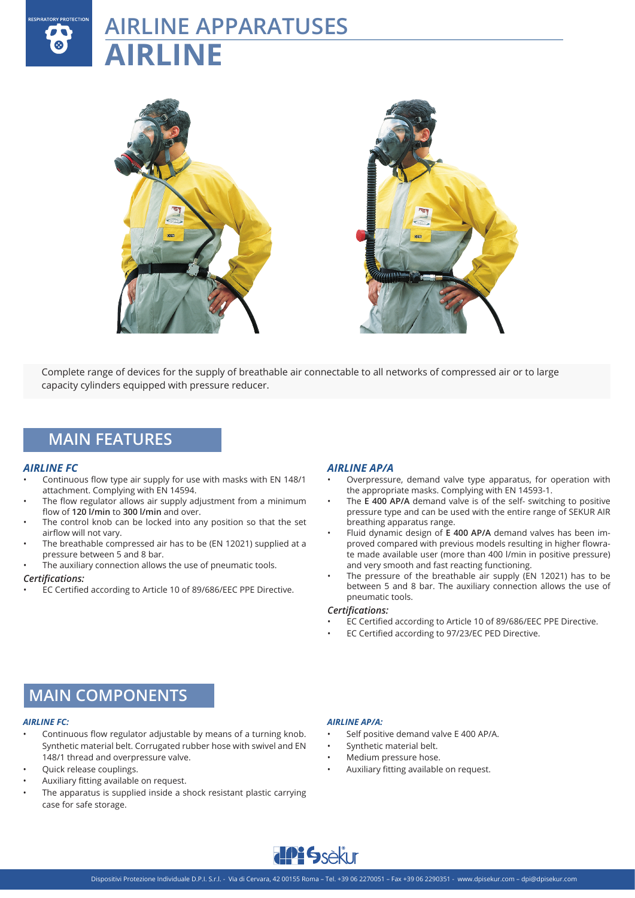RESPIRATORY PROTECTION

# AIRLINE APPARATUSES
# AIRLINE

Complete range of devices for the supply of breathable air connectable to all networks of compressed air or to large capacity cylinders equipped with pressure reducer.

## MAIN FEATURES

### *AIRLINE FC*

- Continuous flow type air supply for use with masks with EN 148/1 attachment. Complying with EN 14594.
- The flow regulator allows air supply adjustment from a minimum flow of **120 l/min** to **300 l/min** and over.
- The control knob can be locked into any position so that the set airflow will not vary.
- The breathable compressed air has to be (EN 12021) supplied at a pressure between 5 and 8 bar.
- The auxiliary connection allows the use of pneumatic tools.

***Certifications:***

- EC Certified according to Article 10 of 89/686/EEC PPE Directive.

### *AIRLINE AP/A*

- Overpressure, demand valve type apparatus, for operation with the appropriate masks. Complying with EN 14593-1.
- The **E 400 AP/A** demand valve is of the self- switching to positive pressure type and can be used with the entire range of SEKUR AIR breathing apparatus range.
- Fluid dynamic design of **E 400 AP/A** demand valves has been improved compared with previous models resulting in higher flowrate made available user (more than 400 l/min in positive pressure) and very smooth and fast reacting functioning.
- The pressure of the breathable air supply (EN 12021) has to be between 5 and 8 bar. The auxiliary connection allows the use of pneumatic tools.

***Certifications:***

- EC Certified according to Article 10 of 89/686/EEC PPE Directive.
- EC Certified according to 97/23/EC PED Directive.

## MAIN COMPONENTS

### *AIRLINE FC:*

- Continuous flow regulator adjustable by means of a turning knob. Synthetic material belt. Corrugated rubber hose with swivel and EN 148/1 thread and overpressure valve.
- Quick release couplings.
- Auxiliary fitting available on request.
- The apparatus is supplied inside a shock resistant plastic carrying case for safe storage.

### *AIRLINE AP/A:*

- Self positive demand valve E 400 AP/A.
- Synthetic material belt.
- Medium pressure hose.
- Auxiliary fitting available on request.

Dispositivi Protezione Individuale D.P.I. S.r.l. - Via di Cervara, 42 00155 Roma – Tel. +39 06 2270051 – Fax +39 06 2290351 - www.dpisekur.com – dpi@dpisekur.com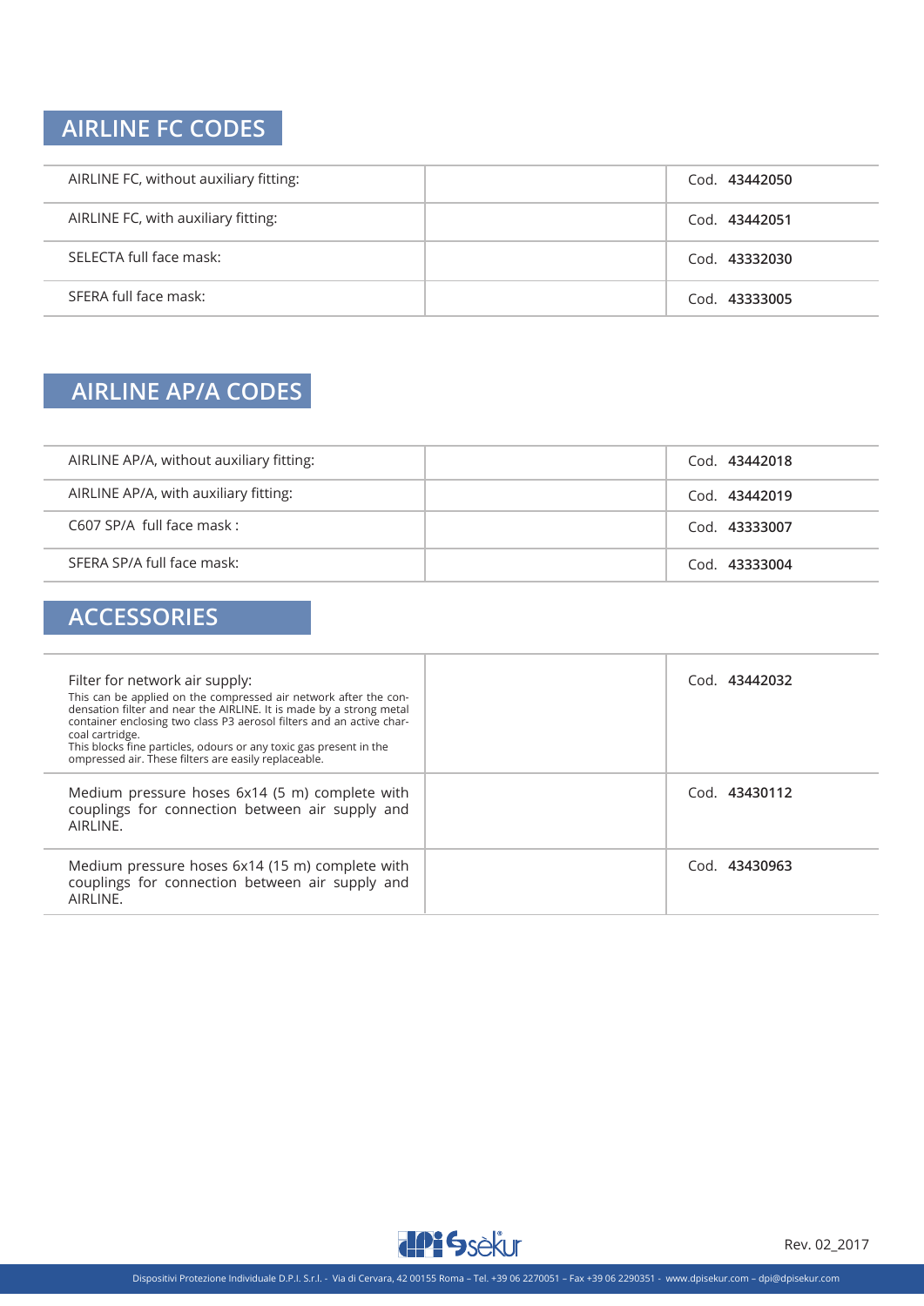## AIRLINE FC CODES

| | | |
|---|---|---|
| AIRLINE FC, without auxiliary fitting: | | Cod. **43442050** |
| AIRLINE FC, with auxiliary fitting: | | Cod. **43442051** |
| SELECTA full face mask: | | Cod. **43332030** |
| SFERA full face mask: | | Cod. **43333005** |

## AIRLINE AP/A CODES

| | | |
|---|---|---|
| AIRLINE AP/A, without auxiliary fitting: | | Cod. **43442018** |
| AIRLINE AP/A, with auxiliary fitting: | | Cod. **43442019** |
| C607 SP/A full face mask : | | Cod. **43333007** |
| SFERA SP/A full face mask: | | Cod. **43333004** |

## ACCESSORIES

| | | |
|---|---|---|
| Filter for network air supply: This can be applied on the compressed air network after the condensation filter and near the AIRLINE. It is made by a strong metal container enclosing two class P3 aerosol filters and an active charcoal cartridge. This blocks fine particles, odours or any toxic gas present in the ompressed air. These filters are easily replaceable. | | Cod. **43442032** |
| Medium pressure hoses 6x14 (5 m) complete with couplings for connection between air supply and AIRLINE. | | Cod. **43430112** |
| Medium pressure hoses 6x14 (15 m) complete with couplings for connection between air supply and AIRLINE. | | Cod. **43430963** |

Rev. 02_2017

Dispositivi Protezione Individuale D.P.I. S.r.l. - Via di Cervara, 42 00155 Roma – Tel. +39 06 2270051 – Fax +39 06 2290351 - www.dpisekur.com – dpi@dpisekur.com